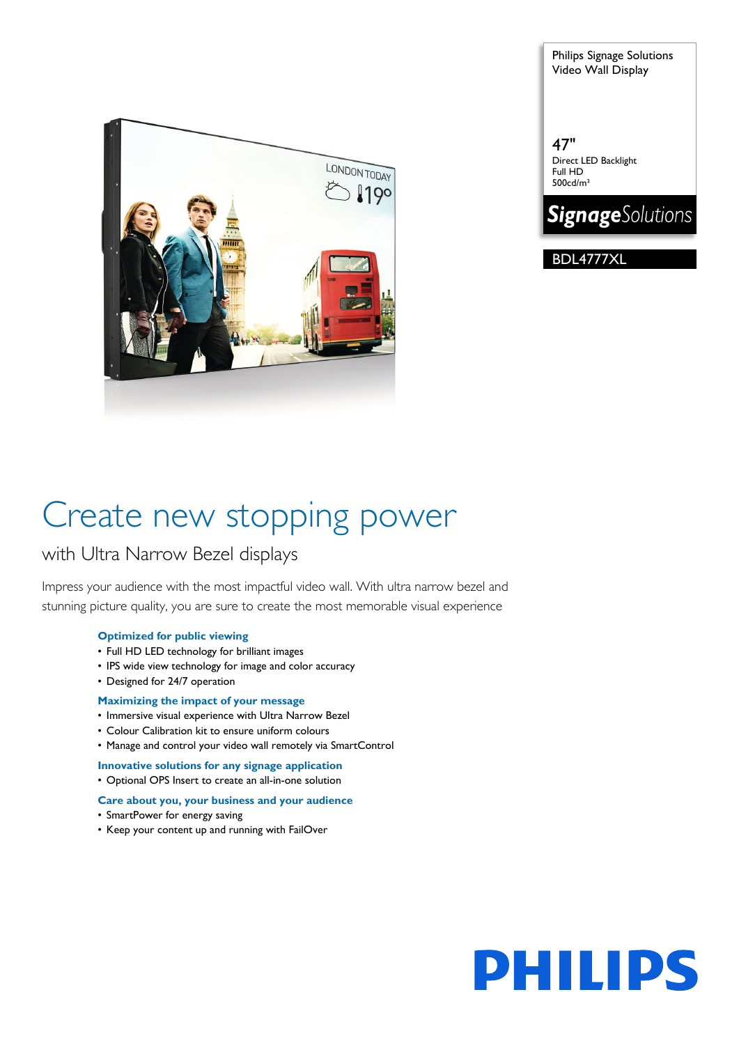Philips Signage Solutions
Video Wall Display

47"
Direct LED Backlight
Full HD
500cd/m²

*Signage*Solutions

BDL4777XL

# Create new stopping power

## with Ultra Narrow Bezel displays

Impress your audience with the most impactful video wall. With ultra narrow bezel and stunning picture quality, you are sure to create the most memorable visual experience

### Optimized for public viewing
- Full HD LED technology for brilliant images
- IPS wide view technology for image and color accuracy
- Designed for 24/7 operation

### Maximizing the impact of your message
- Immersive visual experience with Ultra Narrow Bezel
- Colour Calibration kit to ensure uniform colours
- Manage and control your video wall remotely via SmartControl

### Innovative solutions for any signage application
- Optional OPS Insert to create an all-in-one solution

### Care about you, your business and your audience
- SmartPower for energy saving
- Keep your content up and running with FailOver

PHILIPS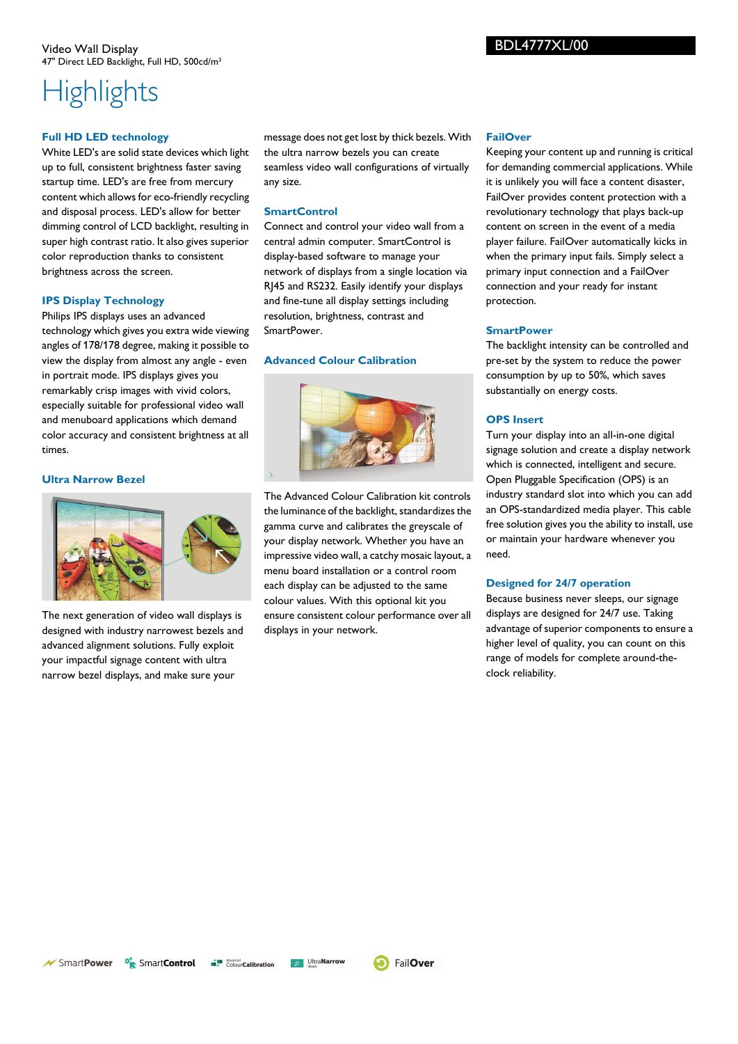Video Wall Display
47" Direct LED Backlight, Full HD, 500cd/m²

BDL4777XL/00

# Highlights

### Full HD LED technology

White LED's are solid state devices which light up to full, consistent brightness faster saving startup time. LED's are free from mercury content which allows for eco-friendly recycling and disposal process. LED's allow for better dimming control of LCD backlight, resulting in super high contrast ratio. It also gives superior color reproduction thanks to consistent brightness across the screen.

### IPS Display Technology

Philips IPS displays uses an advanced technology which gives you extra wide viewing angles of 178/178 degree, making it possible to view the display from almost any angle - even in portrait mode. IPS displays gives you remarkably crisp images with vivid colors, especially suitable for professional video wall and menuboard applications which demand color accuracy and consistent brightness at all times.

### Ultra Narrow Bezel

The next generation of video wall displays is designed with industry narrowest bezels and advanced alignment solutions. Fully exploit your impactful signage content with ultra narrow bezel displays, and make sure your message does not get lost by thick bezels. With the ultra narrow bezels you can create seamless video wall configurations of virtually any size.

### SmartControl

Connect and control your video wall from a central admin computer. SmartControl is display-based software to manage your network of displays from a single location via RJ45 and RS232. Easily identify your displays and fine-tune all display settings including resolution, brightness, contrast and SmartPower.

### Advanced Colour Calibration

The Advanced Colour Calibration kit controls the luminance of the backlight, standardizes the gamma curve and calibrates the greyscale of your display network. Whether you have an impressive video wall, a catchy mosaic layout, a menu board installation or a control room each display can be adjusted to the same colour values. With this optional kit you ensure consistent colour performance over all displays in your network.

### FailOver

Keeping your content up and running is critical for demanding commercial applications. While it is unlikely you will face a content disaster, FailOver provides content protection with a revolutionary technology that plays back-up content on screen in the event of a media player failure. FailOver automatically kicks in when the primary input fails. Simply select a primary input connection and a FailOver connection and your ready for instant protection.

### SmartPower

The backlight intensity can be controlled and pre-set by the system to reduce the power consumption by up to 50%, which saves substantially on energy costs.

### OPS Insert

Turn your display into an all-in-one digital signage solution and create a display network which is connected, intelligent and secure. Open Pluggable Specification (OPS) is an industry standard slot into which you can add an OPS-standardized media player. This cable free solution gives you the ability to install, use or maintain your hardware whenever you need.

### Designed for 24/7 operation

Because business never sleeps, our signage displays are designed for 24/7 use. Taking advantage of superior components to ensure a higher level of quality, you can count on this range of models for complete around-the-clock reliability.

SmartPower | SmartControl | Advanced ColourCalibration | UltraNarrow Bezel | FailOver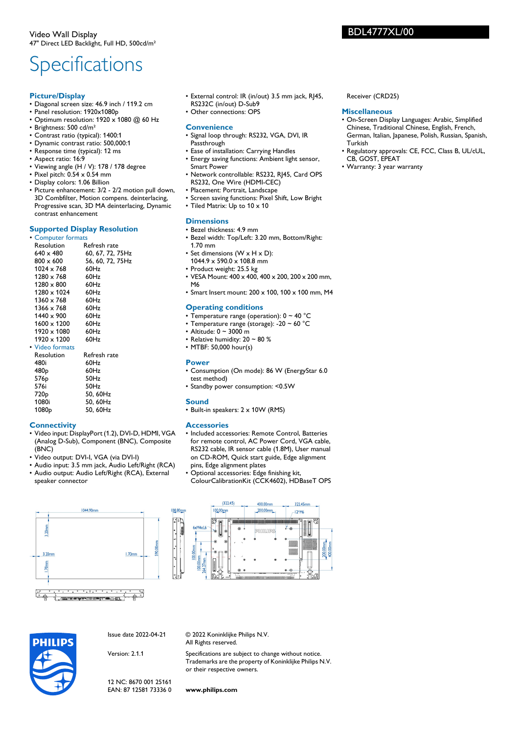Video Wall Display
47" Direct LED Backlight, Full HD, 500cd/m²

BDL4777XL/00

# Specifications

## Picture/Display
- Diagonal screen size: 46.9 inch / 119.2 cm
- Panel resolution: 1920x1080p
- Optimum resolution: 1920 x 1080 @ 60 Hz
- Brightness: 500 cd/m²
- Contrast ratio (typical): 1400:1
- Dynamic contrast ratio: 500,000:1
- Response time (typical): 12 ms
- Aspect ratio: 16:9
- Viewing angle (H / V): 178 / 178 degree
- Pixel pitch: 0.54 x 0.54 mm
- Display colors: 1.06 Billion
- Picture enhancement: 3/2 - 2/2 motion pull down, 3D Combfilter, Motion compens. deinterlacing, Progressive scan, 3D MA deinterlacing, Dynamic contrast enhancement

## Supported Display Resolution
- Computer formats

| Resolution | Refresh rate |
|---|---|
| 640 x 480 | 60, 67, 72, 75Hz |
| 800 x 600 | 56, 60, 72, 75Hz |
| 1024 x 768 | 60Hz |
| 1280 x 768 | 60Hz |
| 1280 x 800 | 60Hz |
| 1280 x 1024 | 60Hz |
| 1360 x 768 | 60Hz |
| 1366 x 768 | 60Hz |
| 1440 x 900 | 60Hz |
| 1600 x 1200 | 60Hz |
| 1920 x 1080 | 60Hz |
| 1920 x 1200 | 60Hz |

- Video formats

| Resolution | Refresh rate |
|---|---|
| 480i | 60Hz |
| 480p | 60Hz |
| 576p | 50Hz |
| 576i | 50Hz |
| 720p | 50, 60Hz |
| 1080i | 50, 60Hz |
| 1080p | 50, 60Hz |

## Connectivity
- Video input: DisplayPort (1.2), DVI-D, HDMI, VGA (Analog D-Sub), Component (BNC), Composite (BNC)
- Video output: DVI-I, VGA (via DVI-I)
- Audio input: 3.5 mm jack, Audio Left/Right (RCA)
- Audio output: Audio Left/Right (RCA), External speaker connector
- External control: IR (in/out) 3.5 mm jack, RJ45, RS232C (in/out) D-Sub9
- Other connections: OPS

## Convenience
- Signal loop through: RS232, VGA, DVI, IR Passthrough
- Ease of installation: Carrying Handles
- Energy saving functions: Ambient light sensor, Smart Power
- Network controllable: RS232, RJ45, Card OPS RS232, One Wire (HDMI-CEC)
- Placement: Portrait, Landscape
- Screen saving functions: Pixel Shift, Low Bright
- Tiled Matrix: Up to 10 x 10

## Dimensions
- Bezel thickness: 4.9 mm
- Bezel width: Top/Left: 3.20 mm, Bottom/Right: 1.70 mm
- Set dimensions (W x H x D): 1044.9 x 590.0 x 108.8 mm
- Product weight: 25.5 kg
- VESA Mount: 400 x 400, 400 x 200, 200 x 200 mm, M6
- Smart Insert mount: 200 x 100, 100 x 100 mm, M4

## Operating conditions
- Temperature range (operation): 0 ~ 40 °C
- Temperature range (storage): -20 ~ 60 °C
- Altitude: 0 ~ 3000 m
- Relative humidity: 20 ~ 80 %
- MTBF: 50,000 hour(s)

## Power
- Consumption (On mode): 86 W (EnergyStar 6.0 test method)
- Standby power consumption: <0.5W

## Sound
- Built-in speakers: 2 x 10W (RMS)

## Accessories
- Included accessories: Remote Control, Batteries for remote control, AC Power Cord, VGA cable, RS232 cable, IR sensor cable (1.8M), User manual on CD-ROM, Quick start guide, Edge alignment pins, Edge alignment plates
- Optional accessories: Edge finishing kit, ColourCalibrationKit (CCK4602), HDBaseT OPS Receiver (CRD25)

## Miscellaneous
- On-Screen Display Languages: Arabic, Simplified Chinese, Traditional Chinese, English, French, German, Italian, Japanese, Polish, Russian, Spanish, Turkish
- Regulatory approvals: CE, FCC, Class B, UL/cUL, CB, GOST, EPEAT
- Warranty: 3 year warranty

1044.90mm
3.20mm
3.20mm
1.70mm
1.70mm
590.00mm
108.80mm
6xM4xL6
100.00mm
100.00mm
264.77mm
(322.45)
100.00mm
400.00mm
200.00mm
322.45mm
12*M6
200.00mm
400.00mm

Issue date 2022-04-21

Version: 2.1.1

12 NC: 8670 001 25161
EAN: 87 12581 73336 0

© 2022 Koninklijke Philips N.V.
All Rights reserved.

Specifications are subject to change without notice. Trademarks are the property of Koninklijke Philips N.V. or their respective owners.

www.philips.com